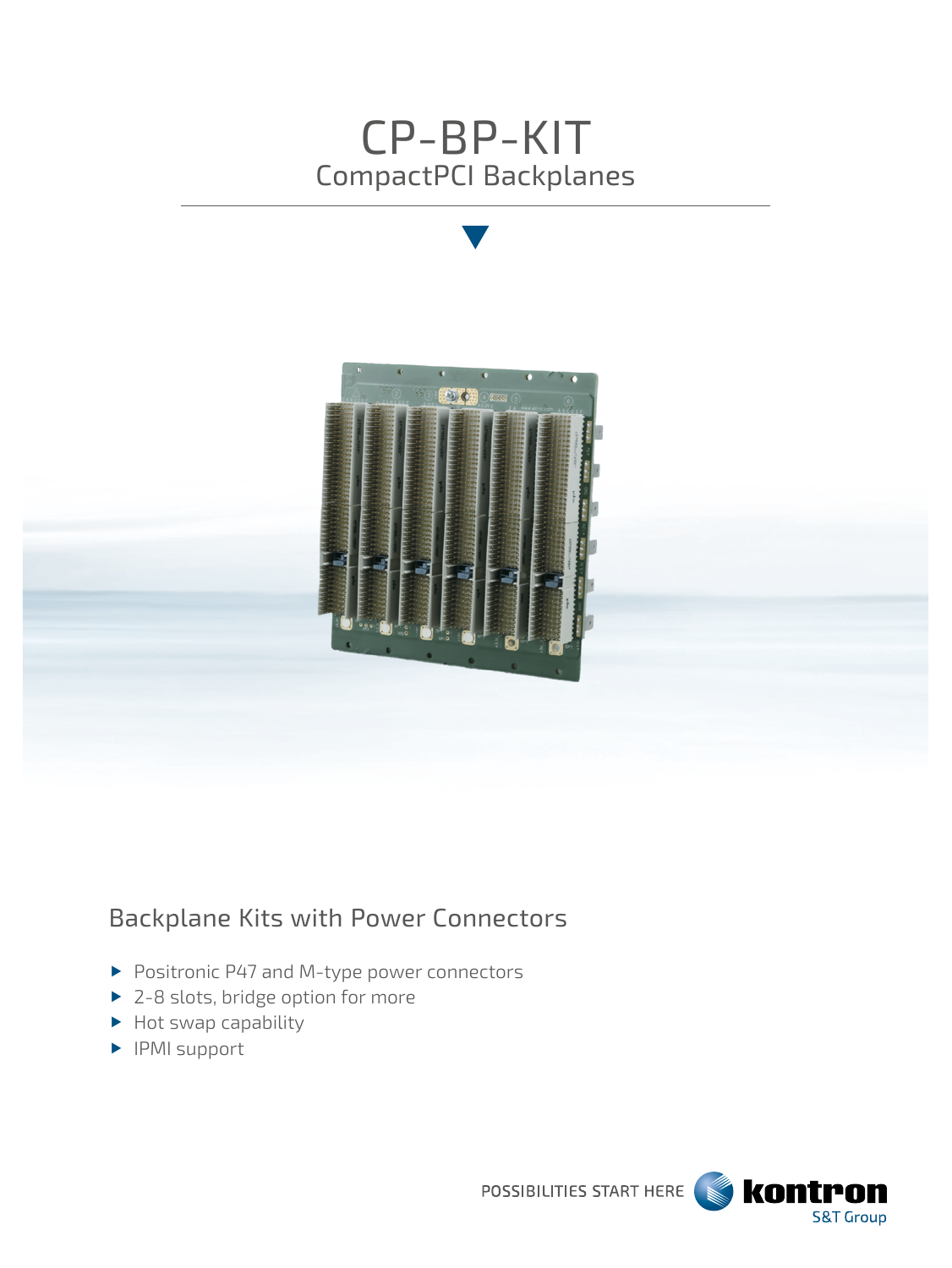# CP-BP-KIT

## CompactPCI Backplanes

## Backplane Kits with Power Connectors

- Positronic P47 and M-type power connectors
- 2-8 slots, bridge option for more
- Hot swap capability
- IPMI support

POSSIBILITIES START HERE kontron S&T Group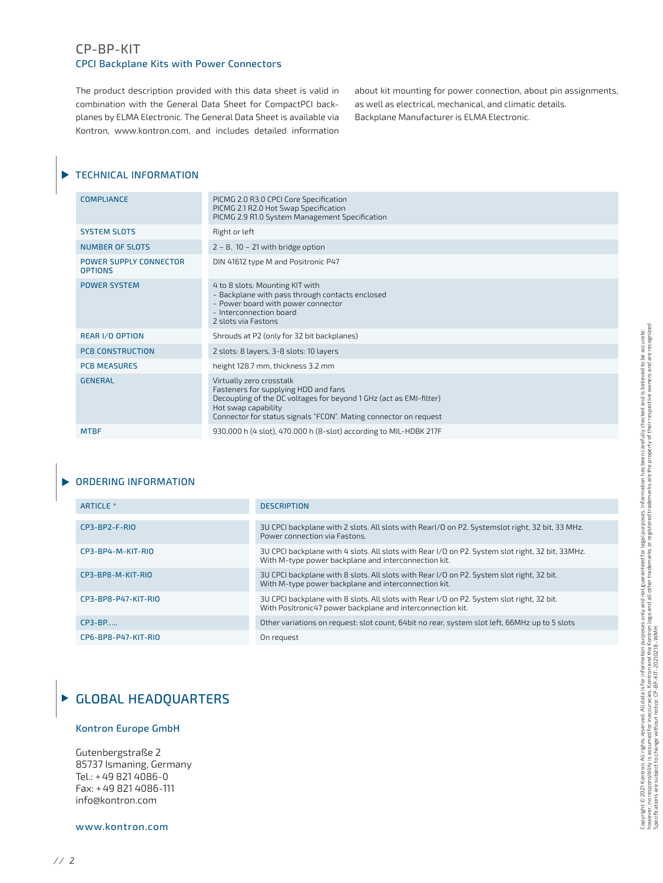# CP-BP-KIT

## CPCI Backplane Kits with Power Connectors

The product description provided with this data sheet is valid in combination with the General Data Sheet for CompactPCI backplanes by ELMA Electronic. The General Data Sheet is available via Kontron, www.kontron.com, and includes detailed information about kit mounting for power connection, about pin assignments, as well as electrical, mechanical, and climatic details.
Backplane Manufacturer is ELMA Electronic.

## TECHNICAL INFORMATION

| | |
|---|---|
| COMPLIANCE | PICMG 2.0 R3.0 CPCI Core Specification<br>PICMG 2.1 R2.0 Hot Swap Specification<br>PICMG 2.9 R1.0 System Management Specification |
| SYSTEM SLOTS | Right or left |
| NUMBER OF SLOTS | 2 – 8. 10 – 21 with bridge option |
| POWER SUPPLY CONNECTOR OPTIONS | DIN 41612 type M and Positronic P47 |
| POWER SYSTEM | 4 to 8 slots: Mounting KIT with<br>- Backplane with pass through contacts enclosed<br>- Power board with power connector<br>- Interconnection board<br>2 slots via Fastons |
| REAR I/O OPTION | Shrouds at P2 (only for 32 bit backplanes) |
| PCB CONSTRUCTION | 2 slots: 8 layers, 3-8 slots: 10 layers |
| PCB MEASURES | height 128.7 mm, thickness 3.2 mm |
| GENERAL | Virtually zero crosstalk<br>Fasteners for supplying HDD and fans<br>Decoupling of the DC voltages for beyond 1 GHz (act as EMI-filter)<br>Hot swap capability<br>Connector for status signals "FCON". Mating connector on request |
| MTBF | 930.000 h (4 slot), 470.000 h (8-slot) according to MIL-HDBK 217F |

## ORDERING INFORMATION

| ARTICLE * | DESCRIPTION |
|---|---|
| CP3-BP2-F-RIO | 3U CPCI backplane with 2 slots. All slots with RearI/O on P2. Systemslot right, 32 bit, 33 MHz. Power connection via Fastons. |
| CP3-BP4-M-KIT-RIO | 3U CPCI backplane with 4 slots. All slots with Rear I/O on P2. System slot right, 32 bit, 33MHz. With M-type power backplane and interconnection kit. |
| CP3-BP8-M-KIT-RIO | 3U CPCI backplane with 8 slots. All slots with Rear I/O on P2. System slot right, 32 bit. With M-type power backplane and interconnection kit. |
| CP3-BP8-P47-KIT-RIO | 3U CPCI backplane with 8 slots. All slots with Rear I/O on P2. System slot right, 32 bit. With Positronic47 power backplane and interconnection kit. |
| CP3-BP..... | Other variations on request: slot count, 64bit no rear, system slot left, 66MHz up to 5 slots |
| CP6-BP8-P47-KIT-RIO | On request |

## GLOBAL HEADQUARTERS

### Kontron Europe GmbH

Gutenbergstraße 2
85737 Ismaning, Germany
Tel.: + 49 821 4086-0
Fax: + 49 821 4086-111
info@kontron.com

www.kontron.com

Copyright © 2021 Kontron. All rights reserved. All data is for information purposes only and not guaranteed for legal purposes. Information has been carefully checked and is believed to be accurate; however, no responsibility is assumed for inaccuracies. Kontron and the Kontron logo and all other trademarks or registered trademarks are the property of their respective owners and are recognized. Specifications are subject to change without notice. CP-BP-KIT-20210218 - WMH